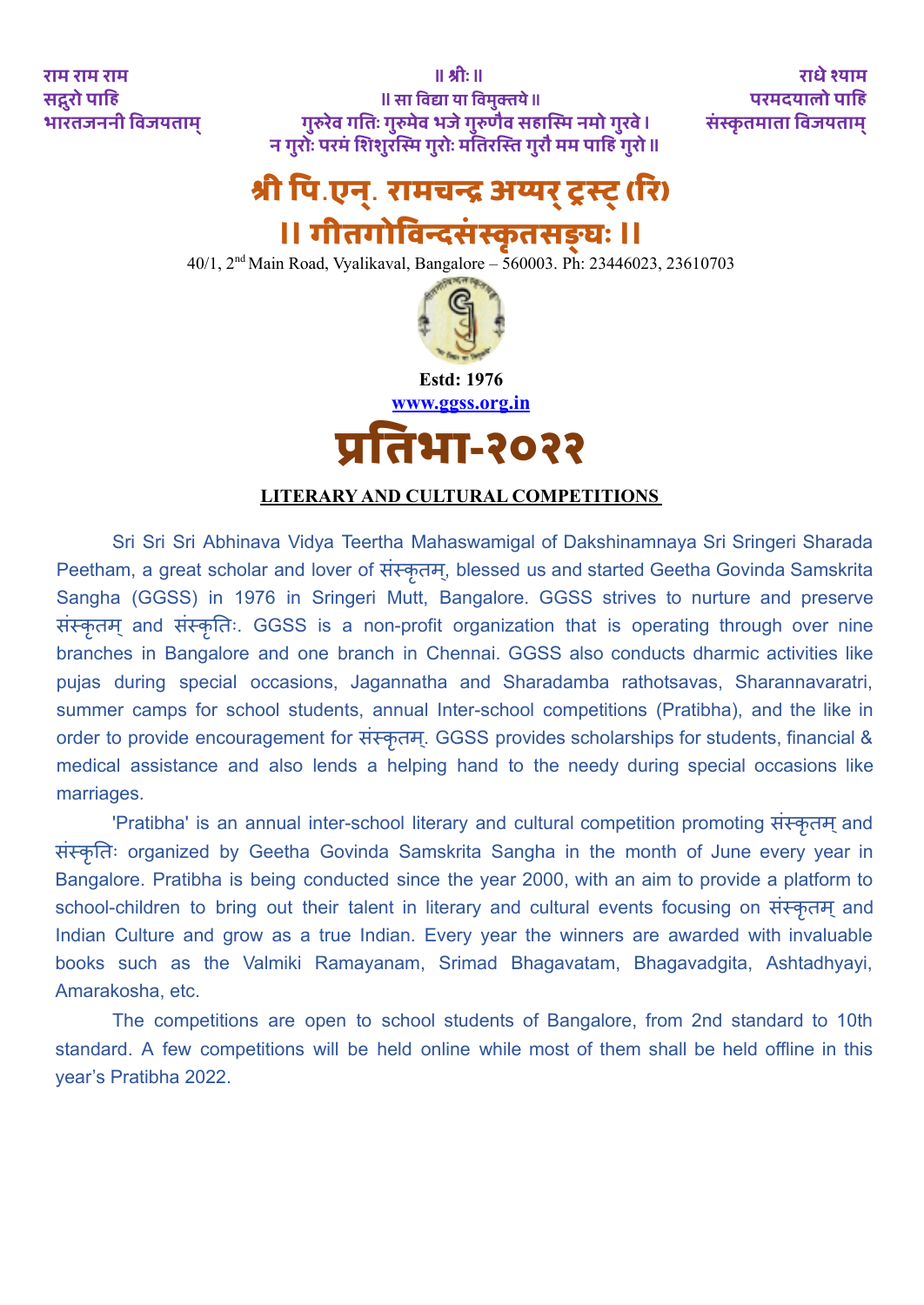राम राम राम
सद्गुरो पाहि
भारतजननी विजयताम्

॥ श्रीः ॥
॥ सा विद्या या विमुक्तये ॥
गुरुरेव गतिः गुरुमेव भजे गुरुणैव सहास्मि नमो गुरवे ।
न गुरोः परमं शिशुरस्मि गुरोः मतिरस्ति गुरौ मम पाहि गुरो ॥

राधे श्याम
परमदयालो पाहि
संस्कृतमाता विजयताम्

# श्री पि.एन्. रामचन्द्र अय्यर् ट्रस्ट् (रि)

# ॥ गीतगोविन्दसंस्कृतसङ्घः ॥

40/1, 2nd Main Road, Vyalikaval, Bangalore – 560003. Ph: 23446023, 23610703

**Estd: 1976**

**www.ggss.org.in**

# प्रतिभा-२०२२

## LITERARY AND CULTURAL COMPETITIONS

Sri Sri Sri Abhinava Vidya Teertha Mahaswamigal of Dakshinamnaya Sri Sringeri Sharada Peetham, a great scholar and lover of संस्कृतम्, blessed us and started Geetha Govinda Samskrita Sangha (GGSS) in 1976 in Sringeri Mutt, Bangalore. GGSS strives to nurture and preserve संस्कृतम् and संस्कृतिः. GGSS is a non-profit organization that is operating through over nine branches in Bangalore and one branch in Chennai. GGSS also conducts dharmic activities like pujas during special occasions, Jagannatha and Sharadamba rathotsavas, Sharannavaratri, summer camps for school students, annual Inter-school competitions (Pratibha), and the like in order to provide encouragement for संस्कृतम्. GGSS provides scholarships for students, financial & medical assistance and also lends a helping hand to the needy during special occasions like marriages.

'Pratibha' is an annual inter-school literary and cultural competition promoting संस्कृतम् and संस्कृतिः organized by Geetha Govinda Samskrita Sangha in the month of June every year in Bangalore. Pratibha is being conducted since the year 2000, with an aim to provide a platform to school-children to bring out their talent in literary and cultural events focusing on संस्कृतम् and Indian Culture and grow as a true Indian. Every year the winners are awarded with invaluable books such as the Valmiki Ramayanam, Srimad Bhagavatam, Bhagavadgita, Ashtadhyayi, Amarakosha, etc.

The competitions are open to school students of Bangalore, from 2nd standard to 10th standard. A few competitions will be held online while most of them shall be held offline in this year's Pratibha 2022.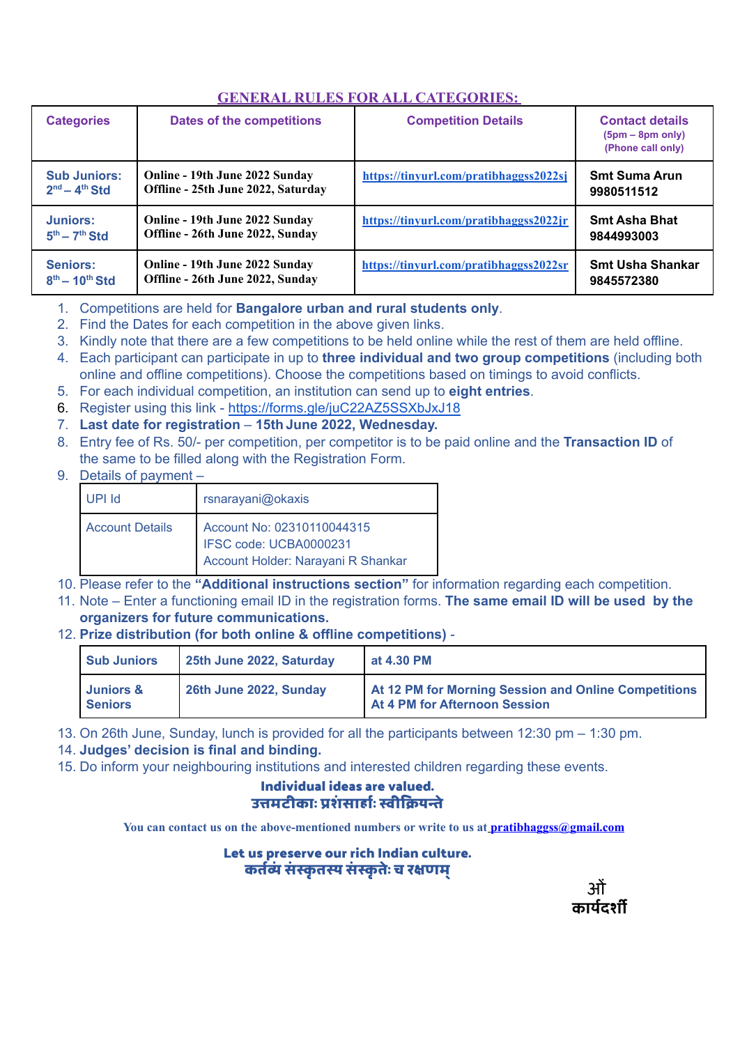## GENERAL RULES FOR ALL CATEGORIES:

| Categories | Dates of the competitions | Competition Details | Contact details (5pm – 8pm only) (Phone call only) |
|---|---|---|---|
| **Sub Juniors:** 2nd – 4th Std | Online - 19th June 2022 Sunday<br>Offline - 25th June 2022, Saturday | https://tinyurl.com/pratibhaggss2022sj | **Smt Suma Arun**<br>**9980511512** |
| **Juniors:** 5th – 7th Std | Online - 19th June 2022 Sunday<br>Offline - 26th June 2022, Sunday | https://tinyurl.com/pratibhaggss2022jr | **Smt Asha Bhat**<br>**9844993003** |
| **Seniors:** 8th – 10th Std | Online - 19th June 2022 Sunday<br>Offline - 26th June 2022, Sunday | https://tinyurl.com/pratibhaggss2022sr | **Smt Usha Shankar**<br>**9845572380** |

1. Competitions are held for **Bangalore urban and rural students only**.
2. Find the Dates for each competition in the above given links.
3. Kindly note that there are a few competitions to be held online while the rest of them are held offline.
4. Each participant can participate in up to **three individual and two group competitions** (including both online and offline competitions). Choose the competitions based on timings to avoid conflicts.
5. For each individual competition, an institution can send up to **eight entries**.
6. Register using this link - https://forms.gle/juC22AZ5SSXbJxJ18
7. **Last date for registration – 15th June 2022, Wednesday.**
8. Entry fee of Rs. 50/- per competition, per competitor is to be paid online and the **Transaction ID** of the same to be filled along with the Registration Form.
9. Details of payment –

| | |
|---|---|
| UPI Id | rsnarayani@okaxis |
| Account Details | Account No: 02310110044315<br>IFSC code: UCBA0000231<br>Account Holder: Narayani R Shankar |

10. Please refer to the **"Additional instructions section"** for information regarding each competition.
11. Note – Enter a functioning email ID in the registration forms. **The same email ID will be used by the organizers for future communications.**
12. **Prize distribution (for both online & offline competitions)** -

| | | |
|---|---|---|
| **Sub Juniors** | **25th June 2022, Saturday** | **at 4.30 PM** |
| **Juniors & Seniors** | **26th June 2022, Sunday** | **At 12 PM for Morning Session and Online Competitions**<br>**At 4 PM for Afternoon Session** |

13. On 26th June, Sunday, lunch is provided for all the participants between 12:30 pm – 1:30 pm.
14. **Judges' decision is final and binding.**
15. Do inform your neighbouring institutions and interested children regarding these events.

**Individual ideas are valued.**
**उत्तमटीकाः प्रशंसार्हाः स्वीक्रियन्ते**

**You can contact us on the above-mentioned numbers or write to us at pratibhaggss@gmail.com**

**Let us preserve our rich Indian culture.**
**कर्तव्यं संस्कृतस्य संस्कृतेः च रक्षणम्**

ओं
**कार्यदर्शी**